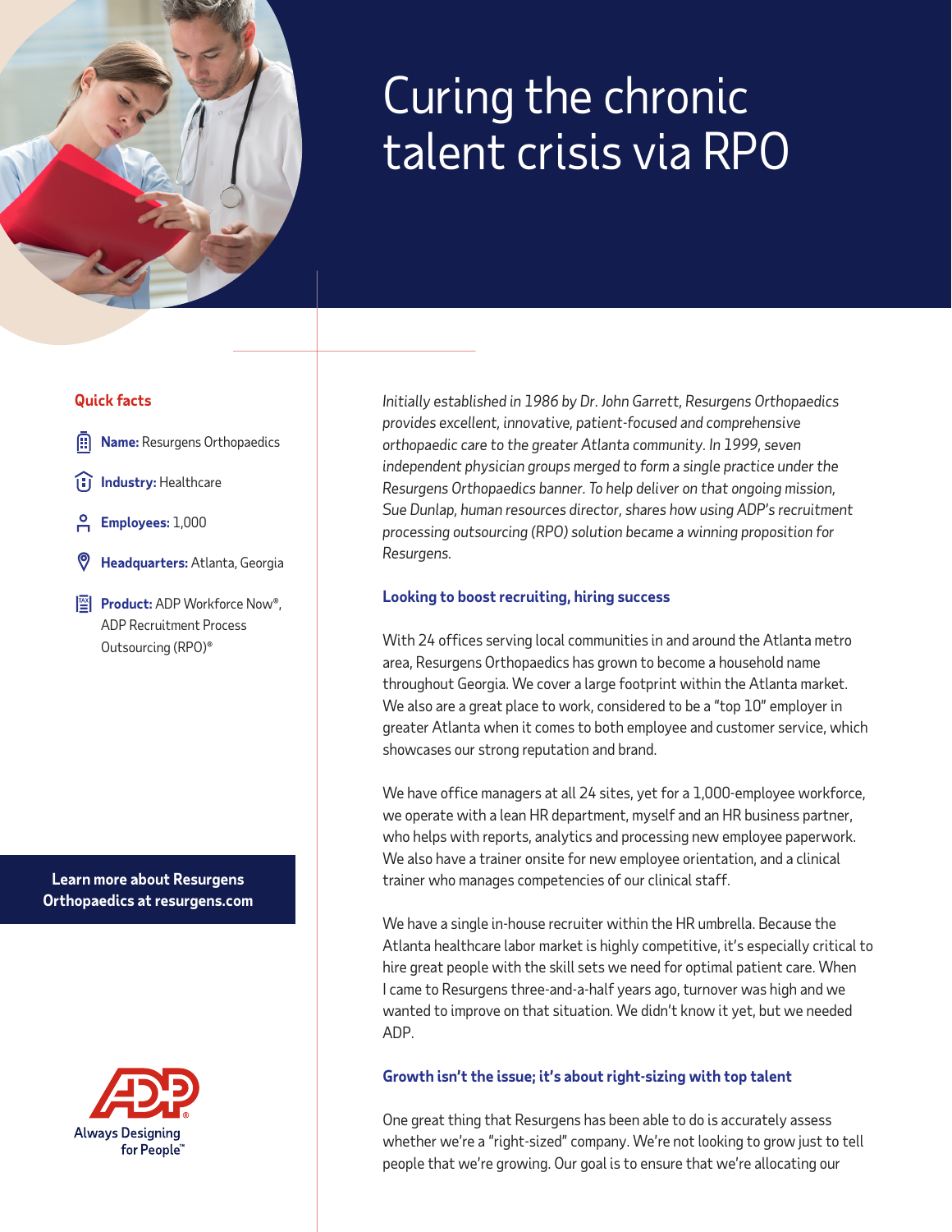# Curing the chronic talent crisis via RPO

## Quick facts

**Name:** Resurgens Orthopaedics

**Industry:** Healthcare

**Employees:** 1,000

**Headquarters:** Atlanta, Georgia

**Product:** ADP Workforce Now®, ADP Recruitment Process Outsourcing (RPO)®

**Learn more about Resurgens Orthopaedics at resurgens.com**

*Initially established in 1986 by Dr. John Garrett, Resurgens Orthopaedics provides excellent, innovative, patient-focused and comprehensive orthopaedic care to the greater Atlanta community. In 1999, seven independent physician groups merged to form a single practice under the Resurgens Orthopaedics banner. To help deliver on that ongoing mission, Sue Dunlap, human resources director, shares how using ADP's recruitment processing outsourcing (RPO) solution became a winning proposition for Resurgens.*

### Looking to boost recruiting, hiring success

With 24 offices serving local communities in and around the Atlanta metro area, Resurgens Orthopaedics has grown to become a household name throughout Georgia. We cover a large footprint within the Atlanta market. We also are a great place to work, considered to be a "top 10" employer in greater Atlanta when it comes to both employee and customer service, which showcases our strong reputation and brand.

We have office managers at all 24 sites, yet for a 1,000-employee workforce, we operate with a lean HR department, myself and an HR business partner, who helps with reports, analytics and processing new employee paperwork. We also have a trainer onsite for new employee orientation, and a clinical trainer who manages competencies of our clinical staff.

We have a single in-house recruiter within the HR umbrella. Because the Atlanta healthcare labor market is highly competitive, it's especially critical to hire great people with the skill sets we need for optimal patient care. When I came to Resurgens three-and-a-half years ago, turnover was high and we wanted to improve on that situation. We didn't know it yet, but we needed ADP.

### Growth isn't the issue; it's about right-sizing with top talent

One great thing that Resurgens has been able to do is accurately assess whether we're a "right-sized" company. We're not looking to grow just to tell people that we're growing. Our goal is to ensure that we're allocating our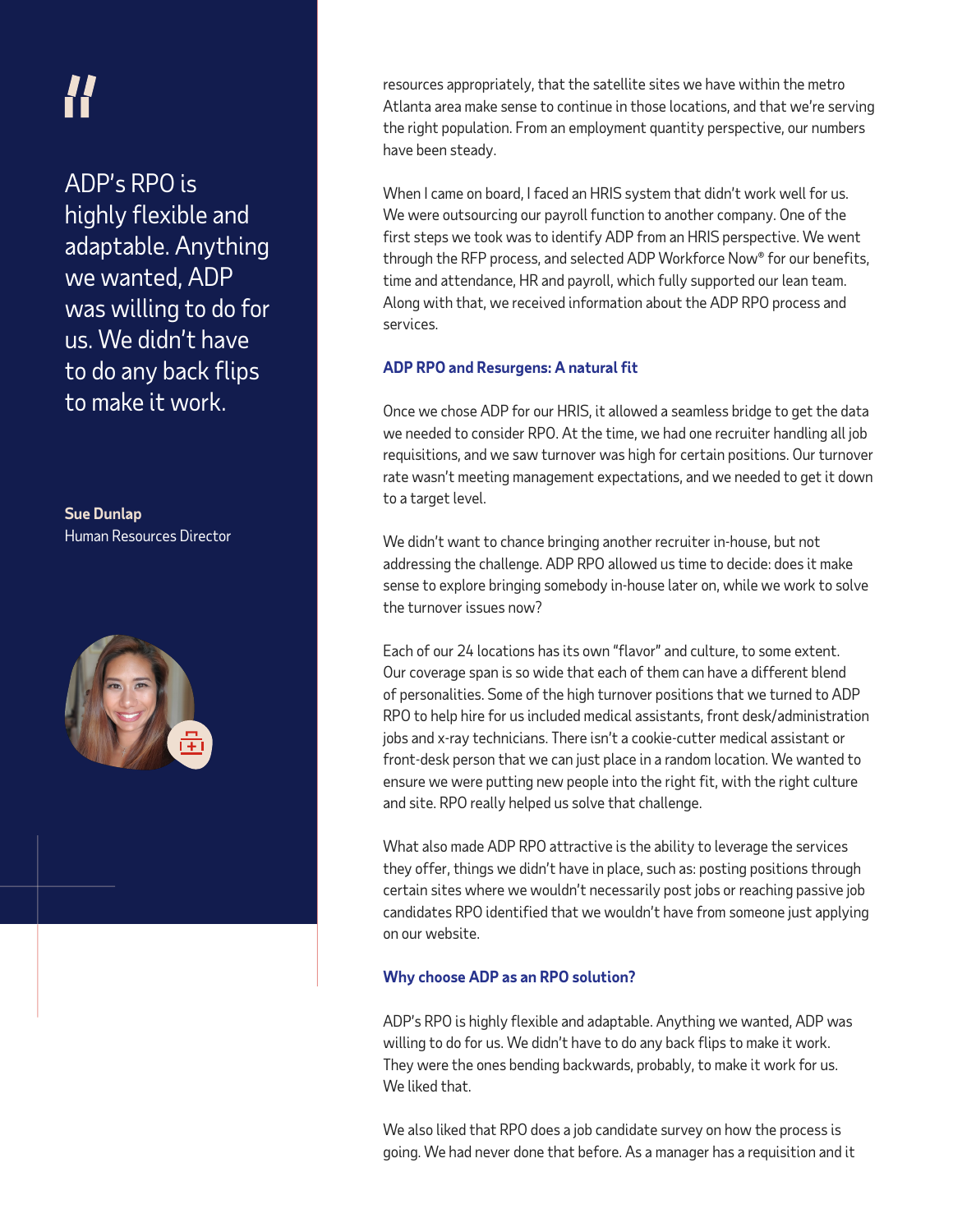> ADP's RPO is highly flexible and adaptable. Anything we wanted, ADP was willing to do for us. We didn't have to do any back flips to make it work.
>
> **Sue Dunlap**
> Human Resources Director

resources appropriately, that the satellite sites we have within the metro Atlanta area make sense to continue in those locations, and that we're serving the right population. From an employment quantity perspective, our numbers have been steady.

When I came on board, I faced an HRIS system that didn't work well for us. We were outsourcing our payroll function to another company. One of the first steps we took was to identify ADP from an HRIS perspective. We went through the RFP process, and selected ADP Workforce Now® for our benefits, time and attendance, HR and payroll, which fully supported our lean team. Along with that, we received information about the ADP RPO process and services.

### ADP RPO and Resurgens: A natural fit

Once we chose ADP for our HRIS, it allowed a seamless bridge to get the data we needed to consider RPO. At the time, we had one recruiter handling all job requisitions, and we saw turnover was high for certain positions. Our turnover rate wasn't meeting management expectations, and we needed to get it down to a target level.

We didn't want to chance bringing another recruiter in-house, but not addressing the challenge. ADP RPO allowed us time to decide: does it make sense to explore bringing somebody in-house later on, while we work to solve the turnover issues now?

Each of our 24 locations has its own "flavor" and culture, to some extent. Our coverage span is so wide that each of them can have a different blend of personalities. Some of the high turnover positions that we turned to ADP RPO to help hire for us included medical assistants, front desk/administration jobs and x-ray technicians. There isn't a cookie-cutter medical assistant or front-desk person that we can just place in a random location. We wanted to ensure we were putting new people into the right fit, with the right culture and site. RPO really helped us solve that challenge.

What also made ADP RPO attractive is the ability to leverage the services they offer, things we didn't have in place, such as: posting positions through certain sites where we wouldn't necessarily post jobs or reaching passive job candidates RPO identified that we wouldn't have from someone just applying on our website.

### Why choose ADP as an RPO solution?

ADP's RPO is highly flexible and adaptable. Anything we wanted, ADP was willing to do for us. We didn't have to do any back flips to make it work. They were the ones bending backwards, probably, to make it work for us. We liked that.

We also liked that RPO does a job candidate survey on how the process is going. We had never done that before. As a manager has a requisition and it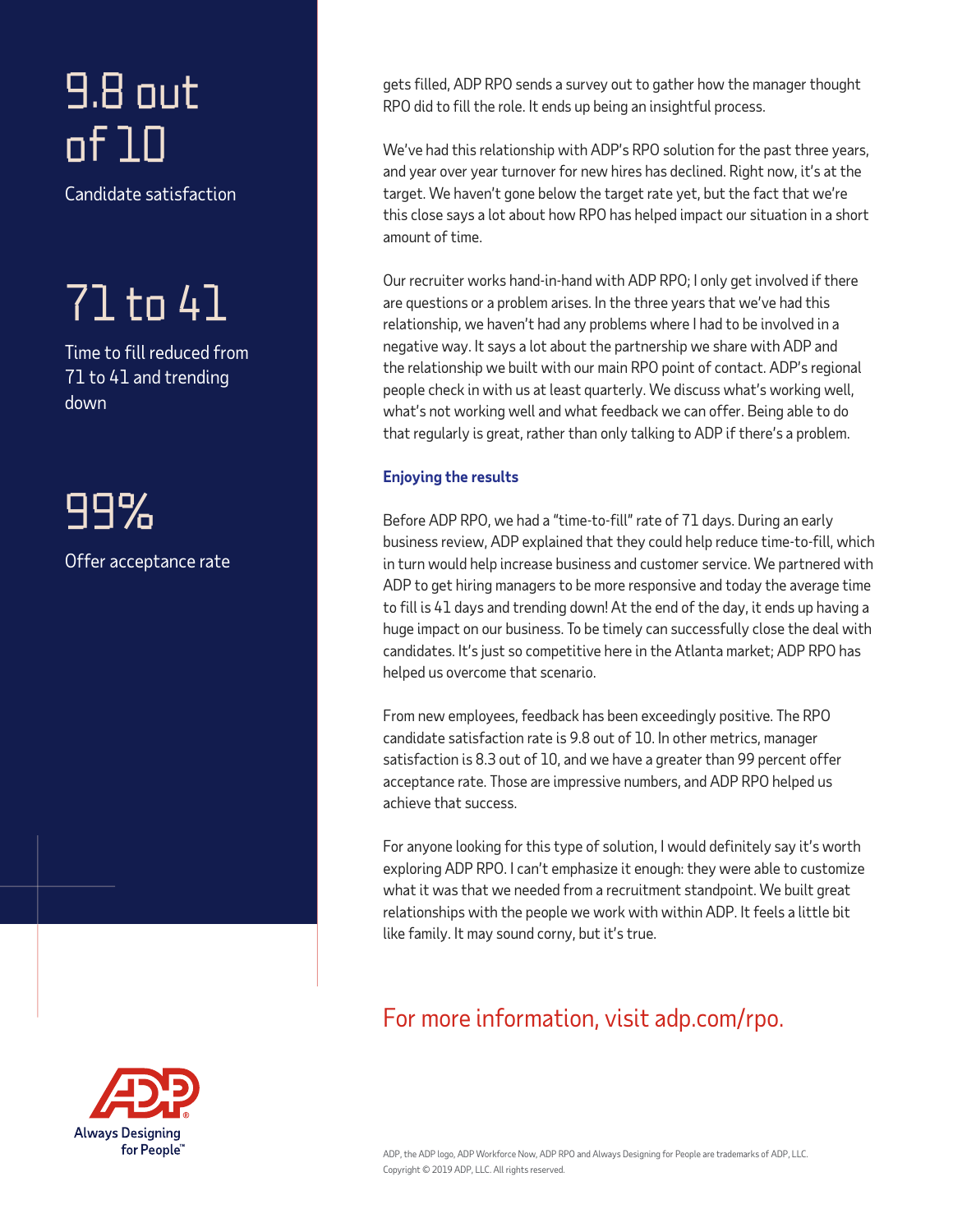**9.8 out of 10**

Candidate satisfaction

**71 to 41**

Time to fill reduced from 71 to 41 and trending down

**99%**

Offer acceptance rate

gets filled, ADP RPO sends a survey out to gather how the manager thought RPO did to fill the role. It ends up being an insightful process.

We've had this relationship with ADP's RPO solution for the past three years, and year over year turnover for new hires has declined. Right now, it's at the target. We haven't gone below the target rate yet, but the fact that we're this close says a lot about how RPO has helped impact our situation in a short amount of time.

Our recruiter works hand-in-hand with ADP RPO; I only get involved if there are questions or a problem arises. In the three years that we've had this relationship, we haven't had any problems where I had to be involved in a negative way. It says a lot about the partnership we share with ADP and the relationship we built with our main RPO point of contact. ADP's regional people check in with us at least quarterly. We discuss what's working well, what's not working well and what feedback we can offer. Being able to do that regularly is great, rather than only talking to ADP if there's a problem.

### Enjoying the results

Before ADP RPO, we had a "time-to-fill" rate of 71 days. During an early business review, ADP explained that they could help reduce time-to-fill, which in turn would help increase business and customer service. We partnered with ADP to get hiring managers to be more responsive and today the average time to fill is 41 days and trending down! At the end of the day, it ends up having a huge impact on our business. To be timely can successfully close the deal with candidates. It's just so competitive here in the Atlanta market; ADP RPO has helped us overcome that scenario.

From new employees, feedback has been exceedingly positive. The RPO candidate satisfaction rate is 9.8 out of 10. In other metrics, manager satisfaction is 8.3 out of 10, and we have a greater than 99 percent offer acceptance rate. Those are impressive numbers, and ADP RPO helped us achieve that success.

For anyone looking for this type of solution, I would definitely say it's worth exploring ADP RPO. I can't emphasize it enough: they were able to customize what it was that we needed from a recruitment standpoint. We built great relationships with the people we work with within ADP. It feels a little bit like family. It may sound corny, but it's true.

For more information, visit adp.com/rpo.

ADP Always Designing for People™

ADP, the ADP logo, ADP Workforce Now, ADP RPO and Always Designing for People are trademarks of ADP, LLC.
Copyright © 2019 ADP, LLC. All rights reserved.